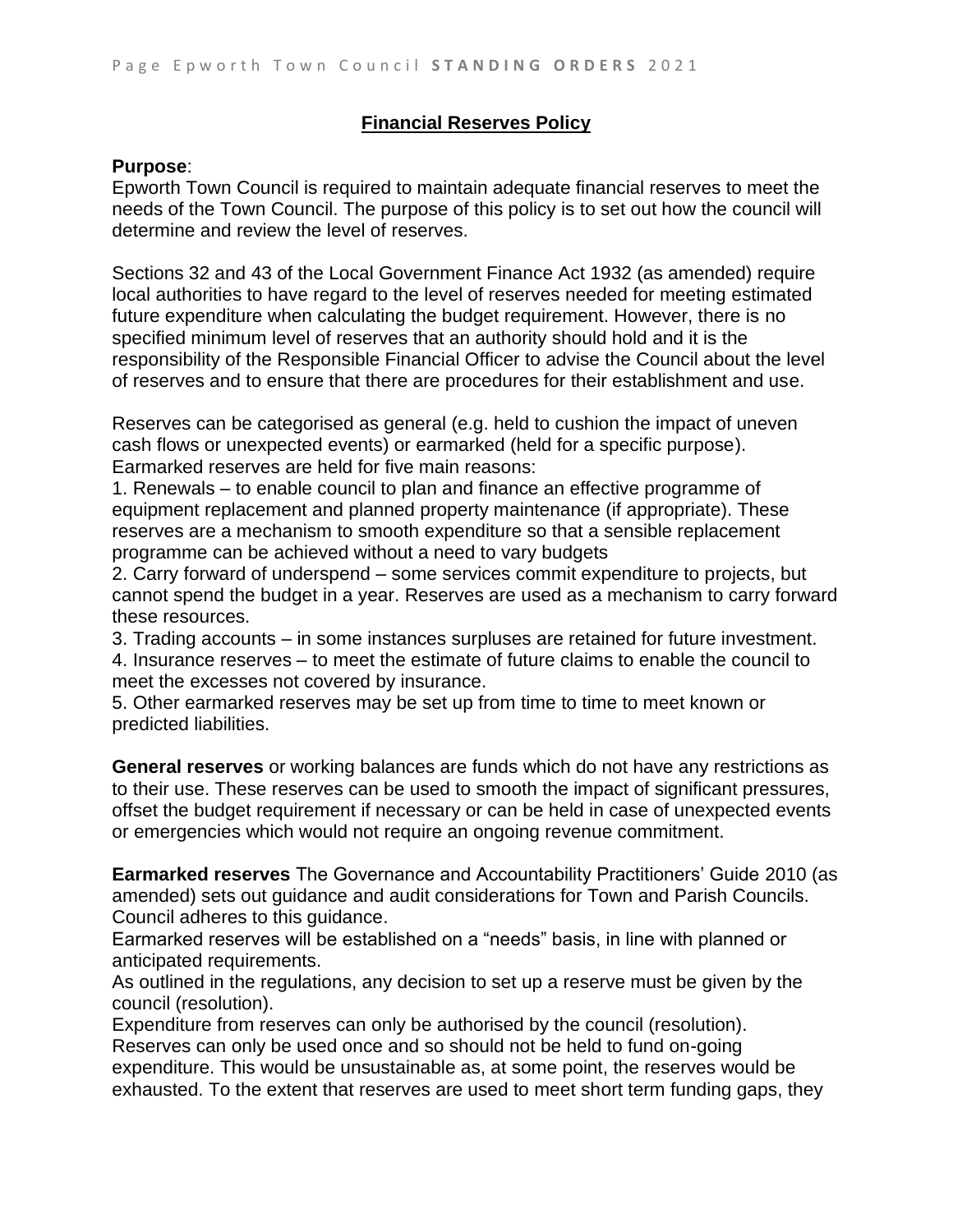## Financial Reserves Policy

**Purpose**:
Epworth Town Council is required to maintain adequate financial reserves to meet the needs of the Town Council. The purpose of this policy is to set out how the council will determine and review the level of reserves.

Sections 32 and 43 of the Local Government Finance Act 1932 (as amended) require local authorities to have regard to the level of reserves needed for meeting estimated future expenditure when calculating the budget requirement. However, there is no specified minimum level of reserves that an authority should hold and it is the responsibility of the Responsible Financial Officer to advise the Council about the level of reserves and to ensure that there are procedures for their establishment and use.

Reserves can be categorised as general (e.g. held to cushion the impact of uneven cash flows or unexpected events) or earmarked (held for a specific purpose). Earmarked reserves are held for five main reasons:

1. Renewals – to enable council to plan and finance an effective programme of equipment replacement and planned property maintenance (if appropriate). These reserves are a mechanism to smooth expenditure so that a sensible replacement programme can be achieved without a need to vary budgets
2. Carry forward of underspend – some services commit expenditure to projects, but cannot spend the budget in a year. Reserves are used as a mechanism to carry forward these resources.
3. Trading accounts – in some instances surpluses are retained for future investment.
4. Insurance reserves – to meet the estimate of future claims to enable the council to meet the excesses not covered by insurance.
5. Other earmarked reserves may be set up from time to time to meet known or predicted liabilities.

**General reserves** or working balances are funds which do not have any restrictions as to their use. These reserves can be used to smooth the impact of significant pressures, offset the budget requirement if necessary or can be held in case of unexpected events or emergencies which would not require an ongoing revenue commitment.

**Earmarked reserves** The Governance and Accountability Practitioners' Guide 2010 (as amended) sets out guidance and audit considerations for Town and Parish Councils. Council adheres to this guidance.

Earmarked reserves will be established on a "needs" basis, in line with planned or anticipated requirements.

As outlined in the regulations, any decision to set up a reserve must be given by the council (resolution).

Expenditure from reserves can only be authorised by the council (resolution).

Reserves can only be used once and so should not be held to fund on-going expenditure. This would be unsustainable as, at some point, the reserves would be exhausted. To the extent that reserves are used to meet short term funding gaps, they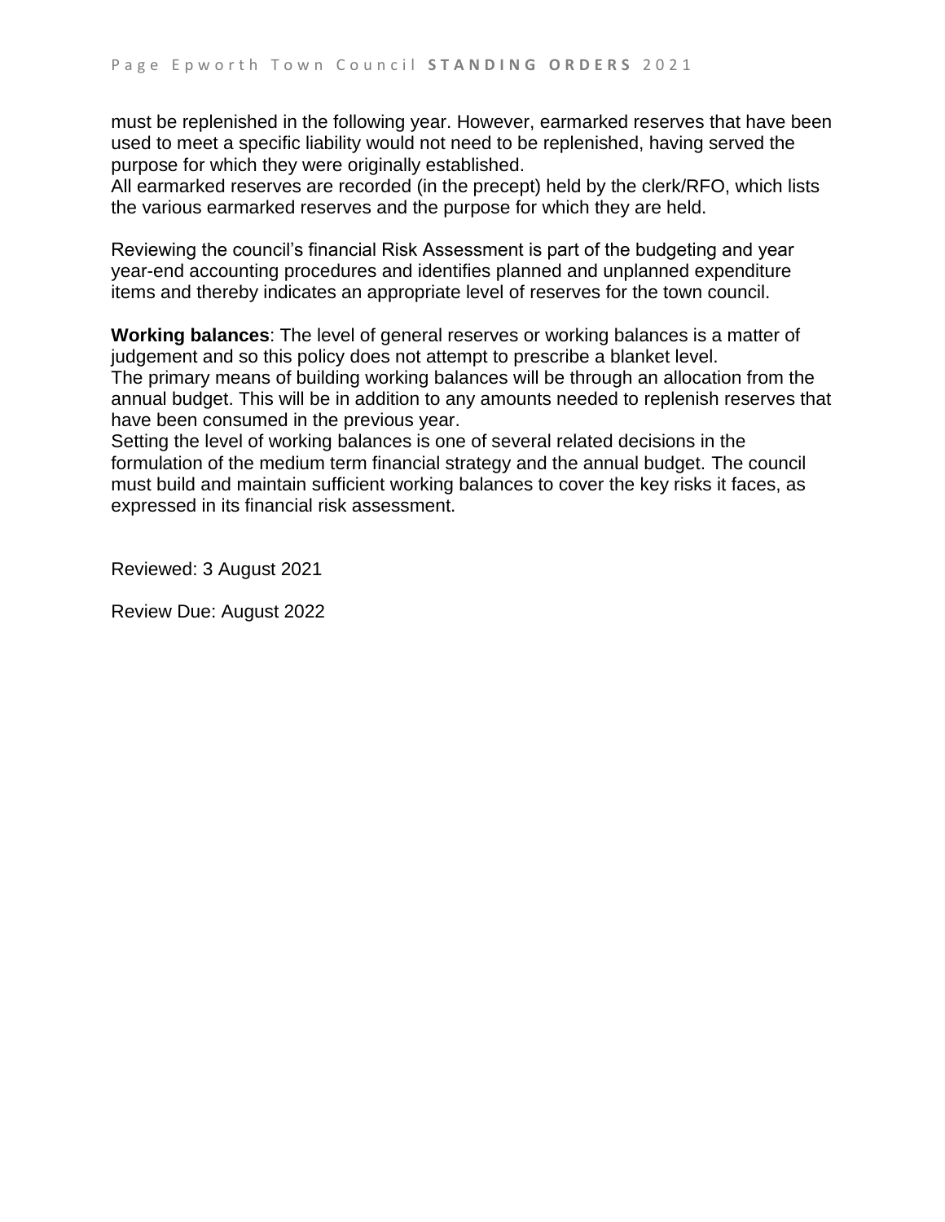must be replenished in the following year. However, earmarked reserves that have been used to meet a specific liability would not need to be replenished, having served the purpose for which they were originally established.
All earmarked reserves are recorded (in the precept) held by the clerk/RFO, which lists the various earmarked reserves and the purpose for which they are held.

Reviewing the council's financial Risk Assessment is part of the budgeting and year year-end accounting procedures and identifies planned and unplanned expenditure items and thereby indicates an appropriate level of reserves for the town council.

**Working balances**: The level of general reserves or working balances is a matter of judgement and so this policy does not attempt to prescribe a blanket level.
The primary means of building working balances will be through an allocation from the annual budget. This will be in addition to any amounts needed to replenish reserves that have been consumed in the previous year.
Setting the level of working balances is one of several related decisions in the formulation of the medium term financial strategy and the annual budget. The council must build and maintain sufficient working balances to cover the key risks it faces, as expressed in its financial risk assessment.

Reviewed: 3 August 2021

Review Due: August 2022